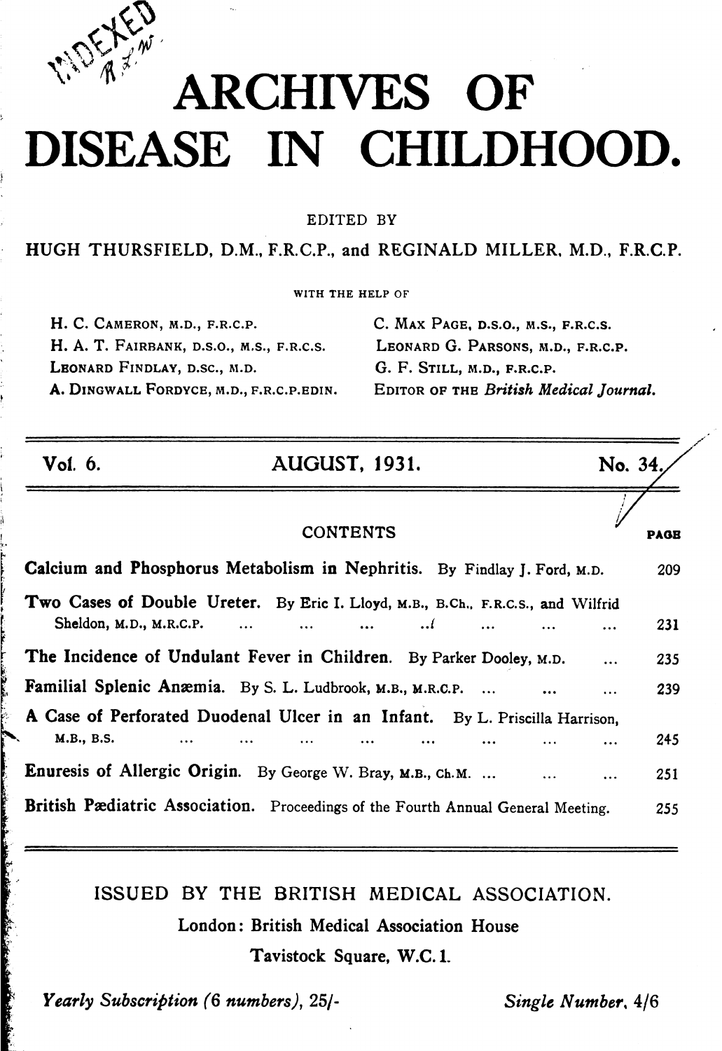# ARCHIVES OF DISEASE IN CHILDHOOD.

EDITED BY

HUGH THURSFIELD, D.M., F.R.C.P., and REGINALD MILLER, M.D., F.R.C.P.

WITH THE HELP OF

H. C. CAMERON, M.D., F.R.C.P.
H. A. T. FAIRBANK, D.S.O., M.S., F.R.C.S.
LEONARD FINDLAY, D.SC., M.D.
A. DINGWALL FORDYCE, M.D., F.R.C.P.EDIN.
C. MAX PAGE, D.S.O., M.S., F.R.C.S.
LEONARD G. PARSONS, M.D., F.R.C.P.
G. F. STILL, M.D., F.R.C.P.
EDITOR OF THE *British Medical Journal.*

Vol. 6. AUGUST, 1931. No. 34.

CONTENTS

| | PAGE |
|---|---|
| **Calcium and Phosphorus Metabolism in Nephritis.** By Findlay J. Ford, M.D. | 209 |
| **Two Cases of Double Ureter.** By Eric I. Lloyd, M.B., B.Ch., F.R.C.S., and Wilfrid Sheldon, M.D., M.R.C.P. ... ... ... ... ... ... ... | 231 |
| **The Incidence of Undulant Fever in Children.** By Parker Dooley, M.D. ... | 235 |
| **Familial Splenic Anæmia.** By S. L. Ludbrook, M.B., M.R.C.P. ... ... ... | 239 |
| **A Case of Perforated Duodenal Ulcer in an Infant.** By L. Priscilla Harrison, M.B., B.S. ... ... ... ... ... ... ... ... | 245 |
| **Enuresis of Allergic Origin.** By George W. Bray, M.B., Ch.M. ... ... ... | 251 |
| **British Pædiatric Association.** Proceedings of the Fourth Annual General Meeting. | 255 |

ISSUED BY THE BRITISH MEDICAL ASSOCIATION.

London: British Medical Association House
Tavistock Square, W.C. 1.

*Yearly Subscription (6 numbers),* 25/- *Single Number,* 4/6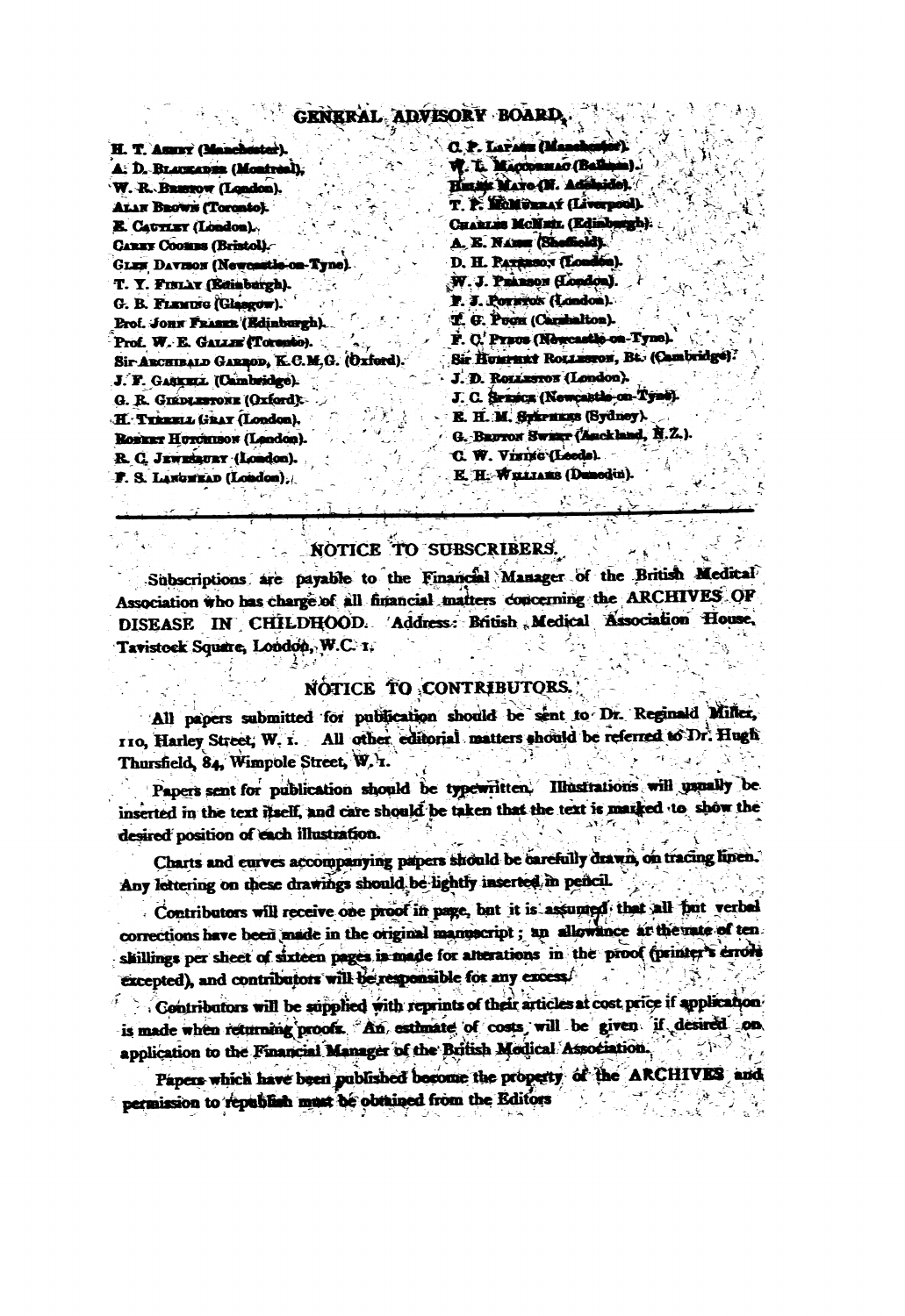## GENERAL ADVISORY BOARD.

H. T. ASHBY (Manchester).
A. D. BLACKADER (Montreal).
W. R. BRISTOW (London).
ALAN BROWN (Toronto).
E. CAUTLEY (London).
CAREY COOMBS (Bristol).
GLEN DAVISON (Newcastle-on-Tyne).
T. Y. FINLAY (Edinburgh).
G. B. FLEMING (Glasgow).
Prof. JOHN FRASER (Edinburgh).
Prof. W. E. GALLIE (Toronto).
Sir ARCHIBALD GARROD, K.C.M.G. (Oxford).
J. F. GASKELL (Cambridge).
G. R. GIRDLESTONE (Oxford).
H. TYRRELL GRAY (London).
ROBERT HUTCHISON (London).
R. C. JEWESBURY (London).
F. S. LANGMEAD (London).
C. P. LAPAGE (Manchester).
W. L. MACCORMAC (Belfast).
HELEN MAYO (N. Adelaide).
T. P. MCMURRAY (Liverpool).
CHARLES MCNEIL (Edinburgh).
A. E. NAISH (Sheffield).
D. H. PATERSON (London).
W. J. PEARSON (London).
F. J. POYNTON (London).
T. G. PUGH (Carshalton).
F. C. PYBUS (Newcastle-on-Tyne).
Sir HUMPHRY ROLLESTON, Bt. (Cambridge).
J. D. ROLLESTON (London).
J. C. SPENCE (Newcastle-on-Tyne).
E. H. M. STEPHENS (Sydney).
G. BRUTON SWEET (Auckland, N.Z.).
C. W. VINING (Leeds).
E. H. WILLIAMS (Dunedin).

## NOTICE TO SUBSCRIBERS.

Subscriptions are payable to the Financial Manager of the British Medical Association who has charge of all financial matters concerning the ARCHIVES OF DISEASE IN CHILDHOOD. Address: British Medical Association House, Tavistock Square, London, W.C. 1.

## NOTICE TO CONTRIBUTORS.

All papers submitted for publication should be sent to Dr. Reginald Miller, 110, Harley Street, W. 1. All other editorial matters should be referred to Dr. Hugh Thursfield, 84, Wimpole Street, W. 1.

Papers sent for publication should be typewritten. Illustrations will usually be inserted in the text itself, and care should be taken that the text is marked to show the desired position of each illustration.

Charts and curves accompanying papers should be carefully drawn, on tracing linen. Any lettering on these drawings should be lightly inserted in pencil.

Contributors will receive one proof in page, but it is assumed that all but verbal corrections have been made in the original manuscript; an allowance at the rate of ten shillings per sheet of sixteen pages is made for alterations in the proof (printer's errors excepted), and contributors will be responsible for any excess.

Contributors will be supplied with reprints of their articles at cost price if application is made when returning proofs. An estimate of costs will be given if desired on application to the Financial Manager of the British Medical Association.

Papers which have been published become the property of the ARCHIVES and permission to republish must be obtained from the Editors